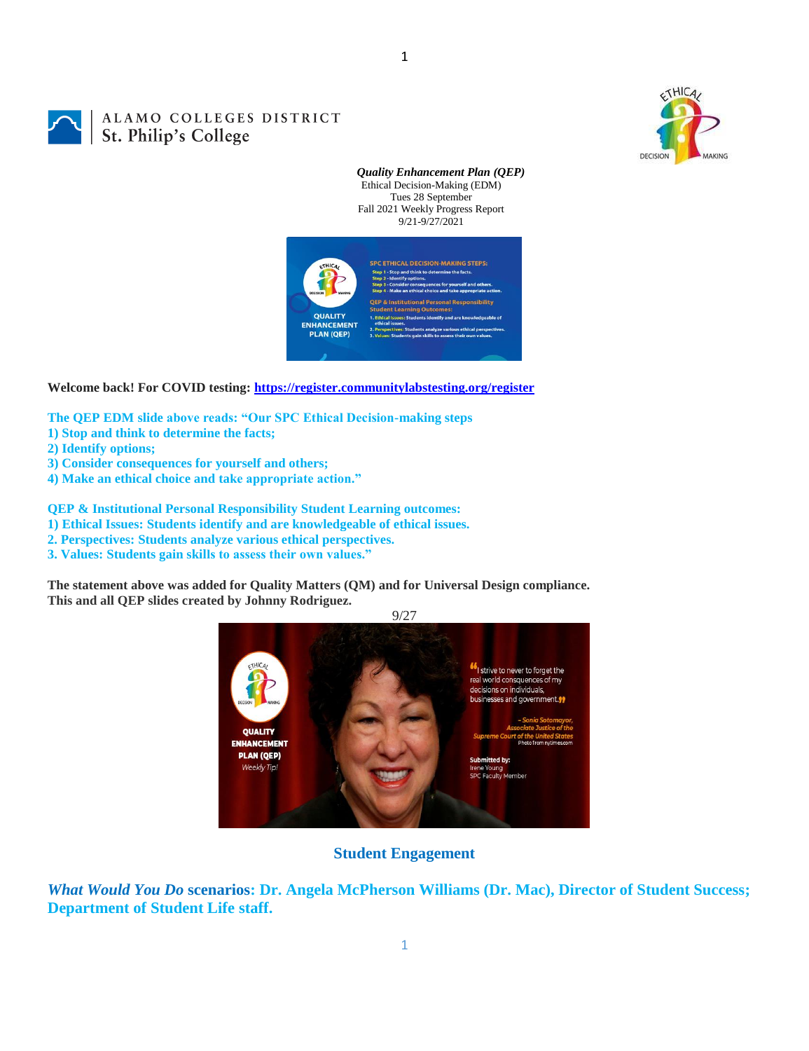ALAMO COLLEGES DISTRICT
St. Philip's College

***Quality Enhancement Plan (QEP)***
Ethical Decision-Making (EDM)
Tues 28 September
Fall 2021 Weekly Progress Report
9/21-9/27/2021

**Welcome back! For COVID testing: [https://register.communitylabstesting.org/register](https://register.communitylabstesting.org/register)**

**The QEP EDM slide above reads: "Our SPC Ethical Decision-making steps**
**1) Stop and think to determine the facts;**
**2) Identify options;**
**3) Consider consequences for yourself and others;**
**4) Make an ethical choice and take appropriate action."**

**QEP & Institutional Personal Responsibility Student Learning outcomes:**
**1) Ethical Issues: Students identify and are knowledgeable of ethical issues.**
**2. Perspectives: Students analyze various ethical perspectives.**
**3. Values: Students gain skills to assess their own values."**

**The statement above was added for Quality Matters (QM) and for Universal Design compliance. This and all QEP slides created by Johnny Rodriguez.**

9/27

## Student Engagement

***What Would You Do* scenarios: Dr. Angela McPherson Williams (Dr. Mac), Director of Student Success; Department of Student Life staff.**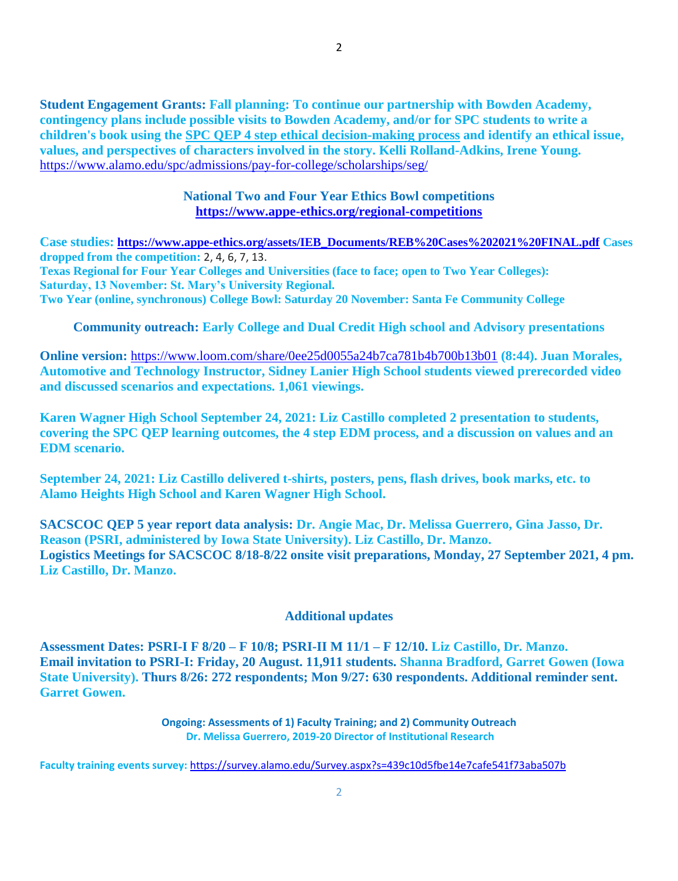**Student Engagement Grants:** **Fall planning: To continue our partnership with Bowden Academy, contingency plans include possible visits to Bowden Academy, and/or for SPC students to write a children's book using the SPC QEP 4 step ethical decision-making process and identify an ethical issue, values, and perspectives of characters involved in the story. Kelli Rolland-Adkins, Irene Young.** https://www.alamo.edu/spc/admissions/pay-for-college/scholarships/seg/

## National Two and Four Year Ethics Bowl competitions
**https://www.appe-ethics.org/regional-competitions**

**Case studies:** **https://www.appe-ethics.org/assets/IEB_Documents/REB%20Cases%202021%20FINAL.pdf** **Cases dropped from the competition:** 2, 4, 6, 7, 13.
**Texas Regional for Four Year Colleges and Universities (face to face; open to Two Year Colleges): Saturday, 13 November: St. Mary's University Regional.**
**Two Year (online, synchronous) College Bowl: Saturday 20 November: Santa Fe Community College**

**Community outreach: Early College and Dual Credit High school and Advisory presentations**

**Online version:** https://www.loom.com/share/0ee25d0055a24b7ca781b4b700b13b01 **(8:44). Juan Morales, Automotive and Technology Instructor, Sidney Lanier High School students viewed prerecorded video and discussed scenarios and expectations. 1,061 viewings.**

**Karen Wagner High School September 24, 2021: Liz Castillo completed 2 presentation to students, covering the SPC QEP learning outcomes, the 4 step EDM process, and a discussion on values and an EDM scenario.**

**September 24, 2021: Liz Castillo delivered t-shirts, posters, pens, flash drives, book marks, etc. to Alamo Heights High School and Karen Wagner High School.**

**SACSCOC QEP 5 year report data analysis: Dr. Angie Mac, Dr. Melissa Guerrero, Gina Jasso, Dr. Reason (PSRI, administered by Iowa State University). Liz Castillo, Dr. Manzo.**
**Logistics Meetings for SACSCOC 8/18-8/22 onsite visit preparations, Monday, 27 September 2021, 4 pm. Liz Castillo, Dr. Manzo.**

## Additional updates

**Assessment Dates: PSRI-I F 8/20 – F 10/8; PSRI-II M 11/1 – F 12/10. Liz Castillo, Dr. Manzo.**
**Email invitation to PSRI-I: Friday, 20 August. 11,911 students. Shanna Bradford, Garret Gowen (Iowa State University). Thurs 8/26: 272 respondents; Mon 9/27: 630 respondents. Additional reminder sent. Garret Gowen.**

**Ongoing: Assessments of 1) Faculty Training; and 2) Community Outreach**
**Dr. Melissa Guerrero, 2019-20 Director of Institutional Research**

**Faculty training events survey:** https://survey.alamo.edu/Survey.aspx?s=439c10d5fbe14e7cafe541f73aba507b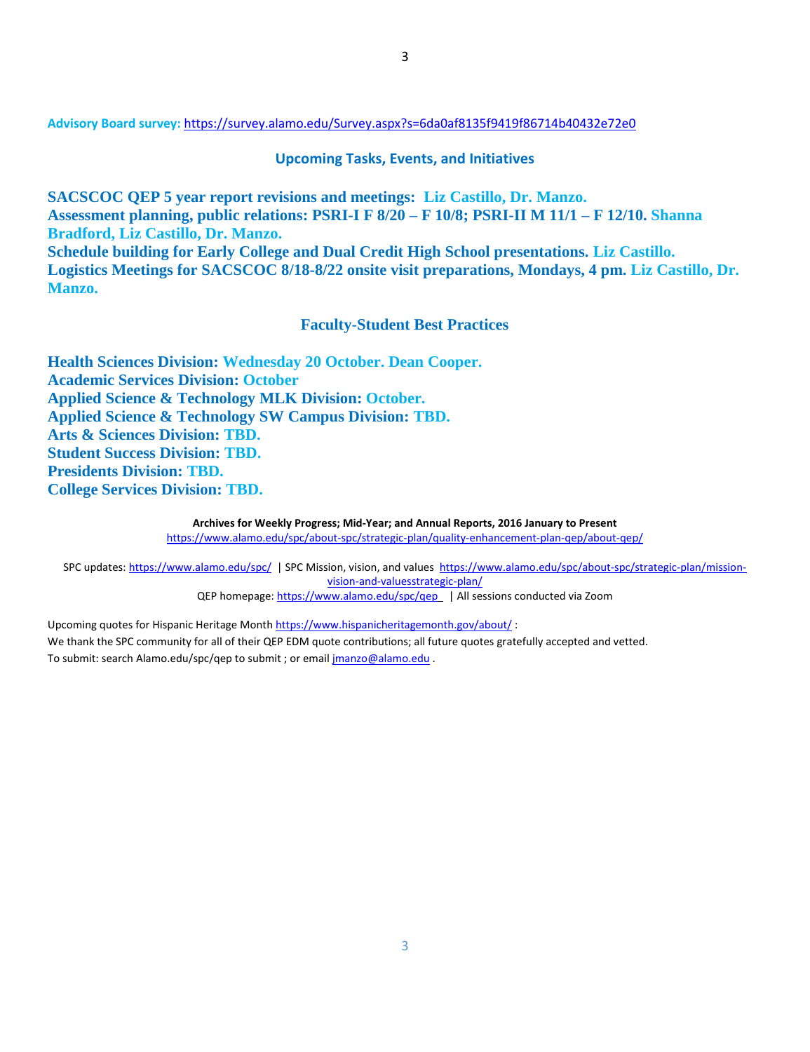**Advisory Board survey:** https://survey.alamo.edu/Survey.aspx?s=6da0af8135f9419f86714b40432e72e0

## Upcoming Tasks, Events, and Initiatives

**SACSCOC QEP 5 year report revisions and meetings: Liz Castillo, Dr. Manzo.**
**Assessment planning, public relations: PSRI-I F 8/20 – F 10/8; PSRI-II M 11/1 – F 12/10. Shanna Bradford, Liz Castillo, Dr. Manzo.**
**Schedule building for Early College and Dual Credit High School presentations. Liz Castillo.**
**Logistics Meetings for SACSCOC 8/18-8/22 onsite visit preparations, Mondays, 4 pm. Liz Castillo, Dr. Manzo.**

## Faculty-Student Best Practices

**Health Sciences Division: Wednesday 20 October. Dean Cooper.**
**Academic Services Division: October**
**Applied Science & Technology MLK Division: October.**
**Applied Science & Technology SW Campus Division: TBD.**
**Arts & Sciences Division: TBD.**
**Student Success Division: TBD.**
**Presidents Division: TBD.**
**College Services Division: TBD.**

**Archives for Weekly Progress; Mid-Year; and Annual Reports, 2016 January to Present**
https://www.alamo.edu/spc/about-spc/strategic-plan/quality-enhancement-plan-qep/about-qep/

SPC updates: https://www.alamo.edu/spc/ | SPC Mission, vision, and values https://www.alamo.edu/spc/about-spc/strategic-plan/mission-vision-and-valuesstrategic-plan/
QEP homepage: https://www.alamo.edu/spc/qep | All sessions conducted via Zoom

Upcoming quotes for Hispanic Heritage Month https://www.hispanicheritagemonth.gov/about/ :
We thank the SPC community for all of their QEP EDM quote contributions; all future quotes gratefully accepted and vetted.
To submit: search Alamo.edu/spc/qep to submit ; or email jmanzo@alamo.edu .